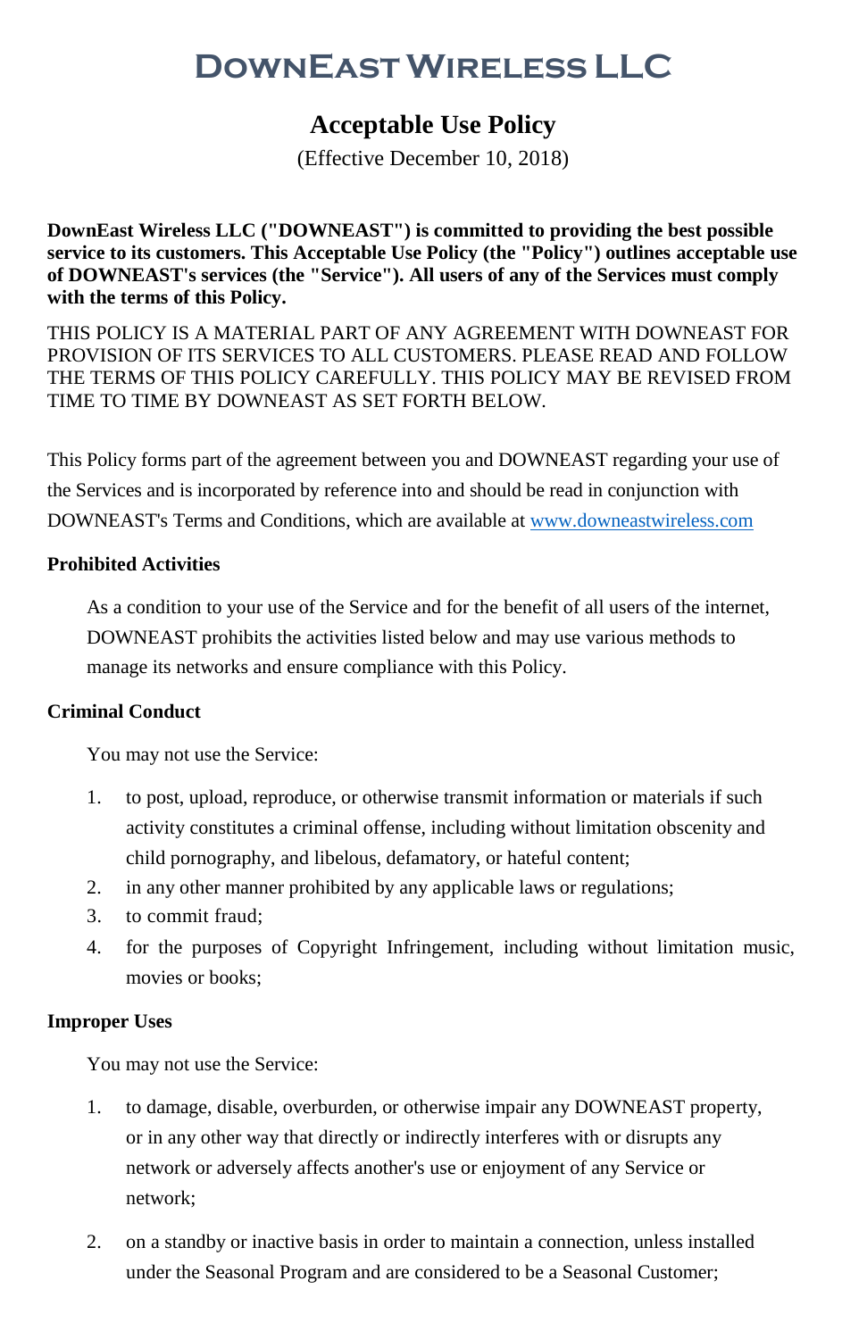# DownEast Wireless LLC

## Acceptable Use Policy

(Effective December 10, 2018)

**DownEast Wireless LLC ("DOWNEAST") is committed to providing the best possible service to its customers. This Acceptable Use Policy (the "Policy") outlines acceptable use of DOWNEAST's services (the "Service"). All users of any of the Services must comply with the terms of this Policy.**

THIS POLICY IS A MATERIAL PART OF ANY AGREEMENT WITH DOWNEAST FOR PROVISION OF ITS SERVICES TO ALL CUSTOMERS. PLEASE READ AND FOLLOW THE TERMS OF THIS POLICY CAREFULLY. THIS POLICY MAY BE REVISED FROM TIME TO TIME BY DOWNEAST AS SET FORTH BELOW.

This Policy forms part of the agreement between you and DOWNEAST regarding your use of the Services and is incorporated by reference into and should be read in conjunction with DOWNEAST's Terms and Conditions, which are available at [www.downeastwireless.com](http://www.downeastwireless.com)

**Prohibited Activities**

As a condition to your use of the Service and for the benefit of all users of the internet, DOWNEAST prohibits the activities listed below and may use various methods to manage its networks and ensure compliance with this Policy.

**Criminal Conduct**

You may not use the Service:

1. to post, upload, reproduce, or otherwise transmit information or materials if such activity constitutes a criminal offense, including without limitation obscenity and child pornography, and libelous, defamatory, or hateful content;
2. in any other manner prohibited by any applicable laws or regulations;
3. to commit fraud;
4. for the purposes of Copyright Infringement, including without limitation music, movies or books;

**Improper Uses**

You may not use the Service:

1. to damage, disable, overburden, or otherwise impair any DOWNEAST property, or in any other way that directly or indirectly interferes with or disrupts any network or adversely affects another's use or enjoyment of any Service or network;
2. on a standby or inactive basis in order to maintain a connection, unless installed under the Seasonal Program and are considered to be a Seasonal Customer;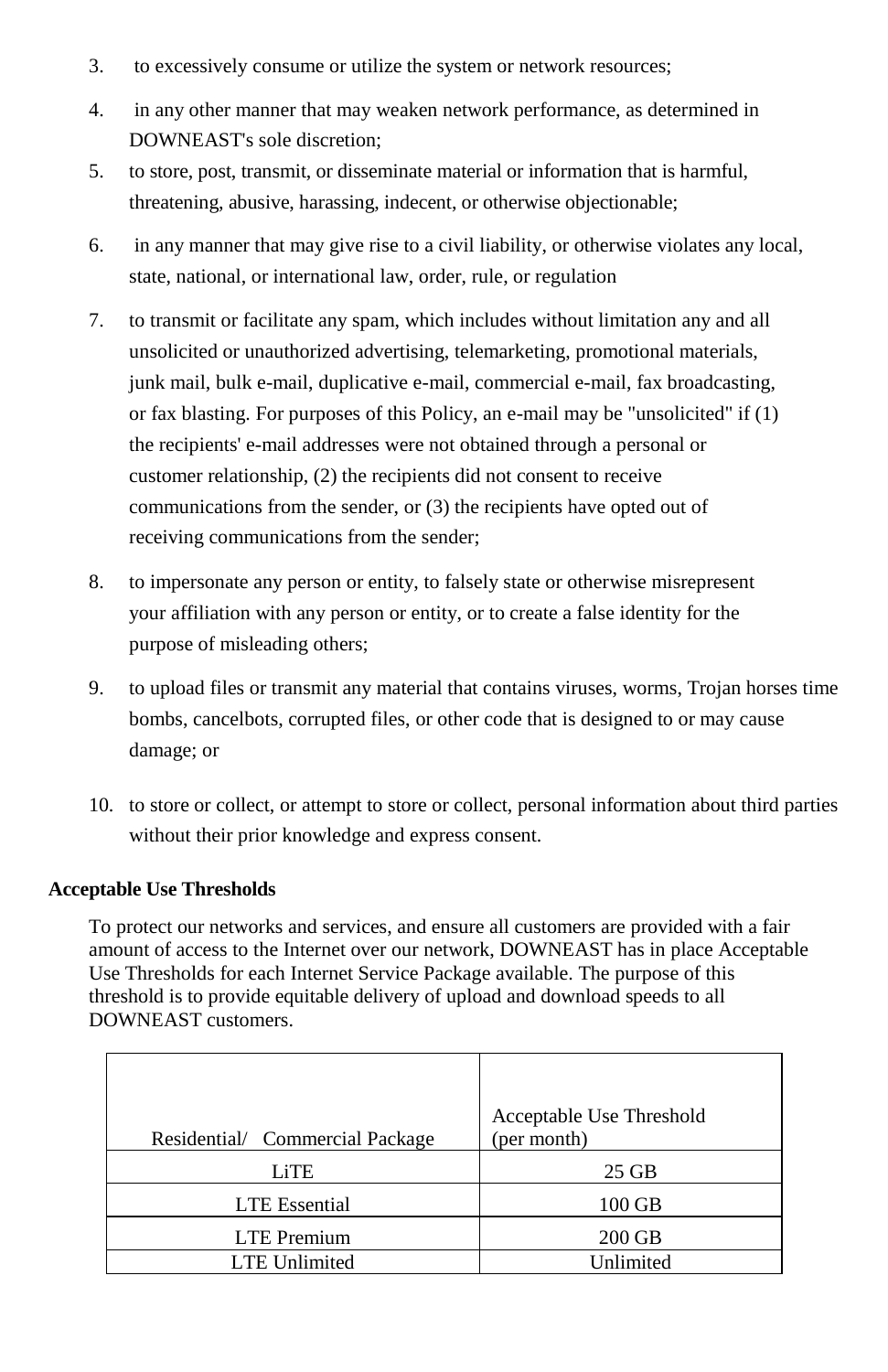3. to excessively consume or utilize the system or network resources;
4. in any other manner that may weaken network performance, as determined in DOWNEAST's sole discretion;
5. to store, post, transmit, or disseminate material or information that is harmful, threatening, abusive, harassing, indecent, or otherwise objectionable;
6. in any manner that may give rise to a civil liability, or otherwise violates any local, state, national, or international law, order, rule, or regulation
7. to transmit or facilitate any spam, which includes without limitation any and all unsolicited or unauthorized advertising, telemarketing, promotional materials, junk mail, bulk e-mail, duplicative e-mail, commercial e-mail, fax broadcasting, or fax blasting. For purposes of this Policy, an e-mail may be "unsolicited" if (1) the recipients' e-mail addresses were not obtained through a personal or customer relationship, (2) the recipients did not consent to receive communications from the sender, or (3) the recipients have opted out of receiving communications from the sender;
8. to impersonate any person or entity, to falsely state or otherwise misrepresent your affiliation with any person or entity, or to create a false identity for the purpose of misleading others;
9. to upload files or transmit any material that contains viruses, worms, Trojan horses time bombs, cancelbots, corrupted files, or other code that is designed to or may cause damage; or
10. to store or collect, or attempt to store or collect, personal information about third parties without their prior knowledge and express consent.

**Acceptable Use Thresholds**

To protect our networks and services, and ensure all customers are provided with a fair amount of access to the Internet over our network, DOWNEAST has in place Acceptable Use Thresholds for each Internet Service Package available. The purpose of this threshold is to provide equitable delivery of upload and download speeds to all DOWNEAST customers.

| Residential/ Commercial Package | Acceptable Use Threshold (per month) |
|---|---|
| LiTE | 25 GB |
| LTE Essential | 100 GB |
| LTE Premium | 200 GB |
| LTE Unlimited | Unlimited |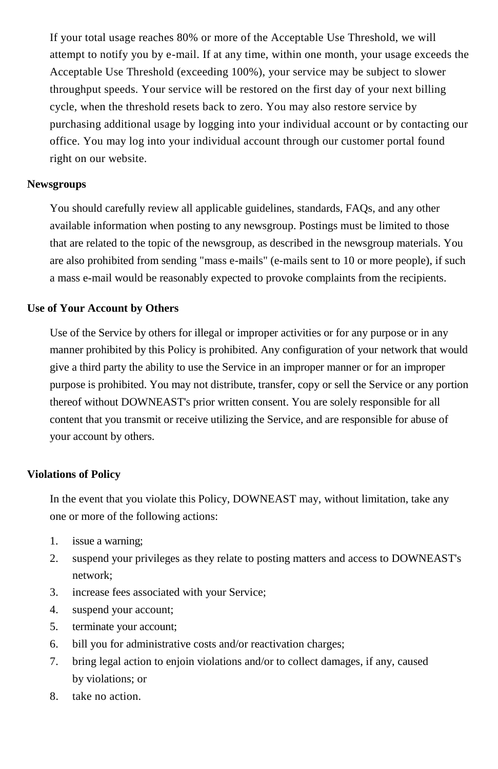If your total usage reaches 80% or more of the Acceptable Use Threshold, we will attempt to notify you by e-mail. If at any time, within one month, your usage exceeds the Acceptable Use Threshold (exceeding 100%), your service may be subject to slower throughput speeds. Your service will be restored on the first day of your next billing cycle, when the threshold resets back to zero. You may also restore service by purchasing additional usage by logging into your individual account or by contacting our office. You may log into your individual account through our customer portal found right on our website.

**Newsgroups**

You should carefully review all applicable guidelines, standards, FAQs, and any other available information when posting to any newsgroup. Postings must be limited to those that are related to the topic of the newsgroup, as described in the newsgroup materials. You are also prohibited from sending "mass e-mails" (e-mails sent to 10 or more people), if such a mass e-mail would be reasonably expected to provoke complaints from the recipients.

**Use of Your Account by Others**

Use of the Service by others for illegal or improper activities or for any purpose or in any manner prohibited by this Policy is prohibited. Any configuration of your network that would give a third party the ability to use the Service in an improper manner or for an improper purpose is prohibited. You may not distribute, transfer, copy or sell the Service or any portion thereof without DOWNEAST's prior written consent. You are solely responsible for all content that you transmit or receive utilizing the Service, and are responsible for abuse of your account by others.

**Violations of Policy**

In the event that you violate this Policy, DOWNEAST may, without limitation, take any one or more of the following actions:

1. issue a warning;
2. suspend your privileges as they relate to posting matters and access to DOWNEAST's network;
3. increase fees associated with your Service;
4. suspend your account;
5. terminate your account;
6. bill you for administrative costs and/or reactivation charges;
7. bring legal action to enjoin violations and/or to collect damages, if any, caused by violations; or
8. take no action.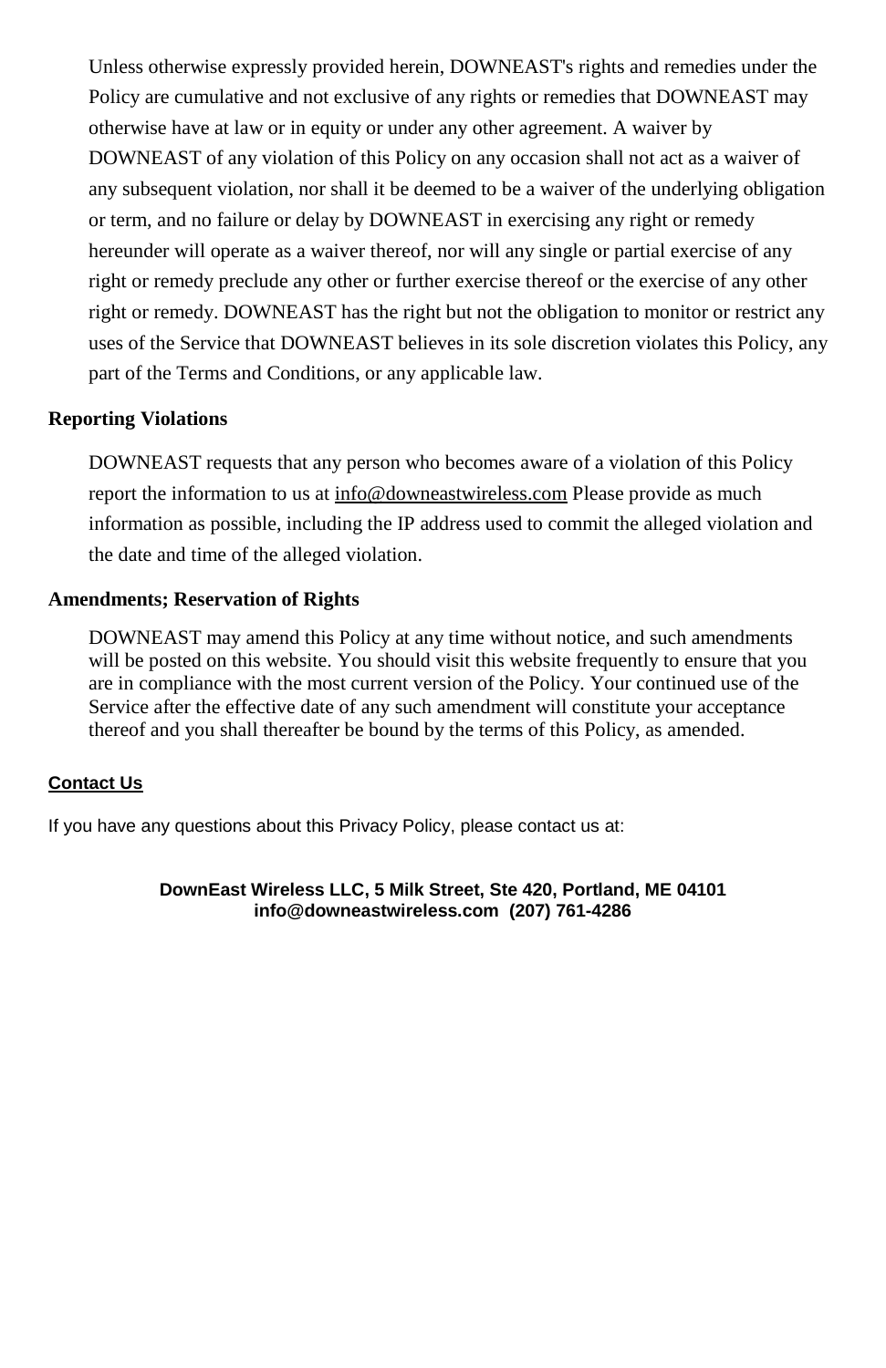Unless otherwise expressly provided herein, DOWNEAST's rights and remedies under the Policy are cumulative and not exclusive of any rights or remedies that DOWNEAST may otherwise have at law or in equity or under any other agreement. A waiver by DOWNEAST of any violation of this Policy on any occasion shall not act as a waiver of any subsequent violation, nor shall it be deemed to be a waiver of the underlying obligation or term, and no failure or delay by DOWNEAST in exercising any right or remedy hereunder will operate as a waiver thereof, nor will any single or partial exercise of any right or remedy preclude any other or further exercise thereof or the exercise of any other right or remedy. DOWNEAST has the right but not the obligation to monitor or restrict any uses of the Service that DOWNEAST believes in its sole discretion violates this Policy, any part of the Terms and Conditions, or any applicable law.

**Reporting Violations**

DOWNEAST requests that any person who becomes aware of a violation of this Policy report the information to us at info@downeastwireless.com Please provide as much information as possible, including the IP address used to commit the alleged violation and the date and time of the alleged violation.

**Amendments; Reservation of Rights**

DOWNEAST may amend this Policy at any time without notice, and such amendments will be posted on this website. You should visit this website frequently to ensure that you are in compliance with the most current version of the Policy. Your continued use of the Service after the effective date of any such amendment will constitute your acceptance thereof and you shall thereafter be bound by the terms of this Policy, as amended.

**Contact Us**

If you have any questions about this Privacy Policy, please contact us at:

**DownEast Wireless LLC, 5 Milk Street, Ste 420, Portland, ME 04101**
**info@downeastwireless.com (207) 761-4286**